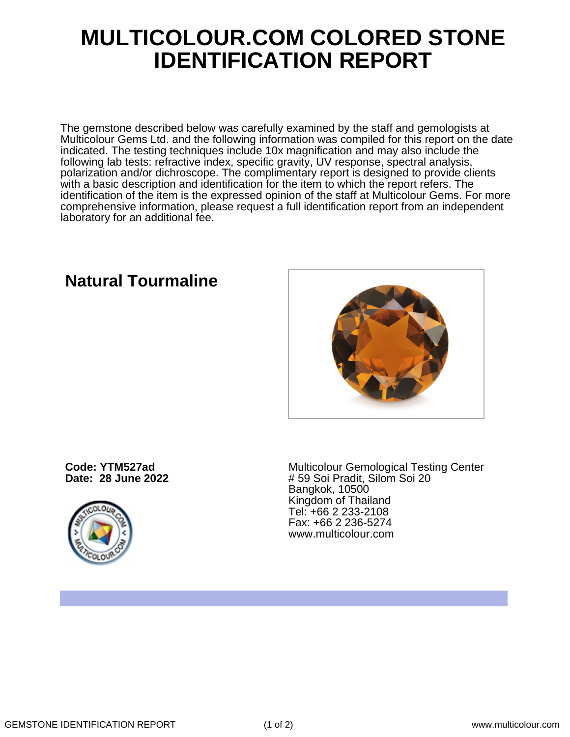# MULTICOLOUR.COM COLORED STONE IDENTIFICATION REPORT

The gemstone described below was carefully examined by the staff and gemologists at Multicolour Gems Ltd. and the following information was compiled for this report on the date indicated. The testing techniques include 10x magnification and may also include the following lab tests: refractive index, specific gravity, UV response, spectral analysis, polarization and/or dichroscope. The complimentary report is designed to provide clients with a basic description and identification for the item to which the report refers. The identification of the item is the expressed opinion of the staff at Multicolour Gems. For more comprehensive information, please request a full identification report from an independent laboratory for an additional fee.

## Natural Tourmaline

**Code: YTM527ad**
**Date: 28 June 2022**

Multicolour Gemological Testing Center
# 59 Soi Pradit, Silom Soi 20
Bangkok, 10500
Kingdom of Thailand
Tel: +66 2 233-2108
Fax: +66 2 236-5274
www.multicolour.com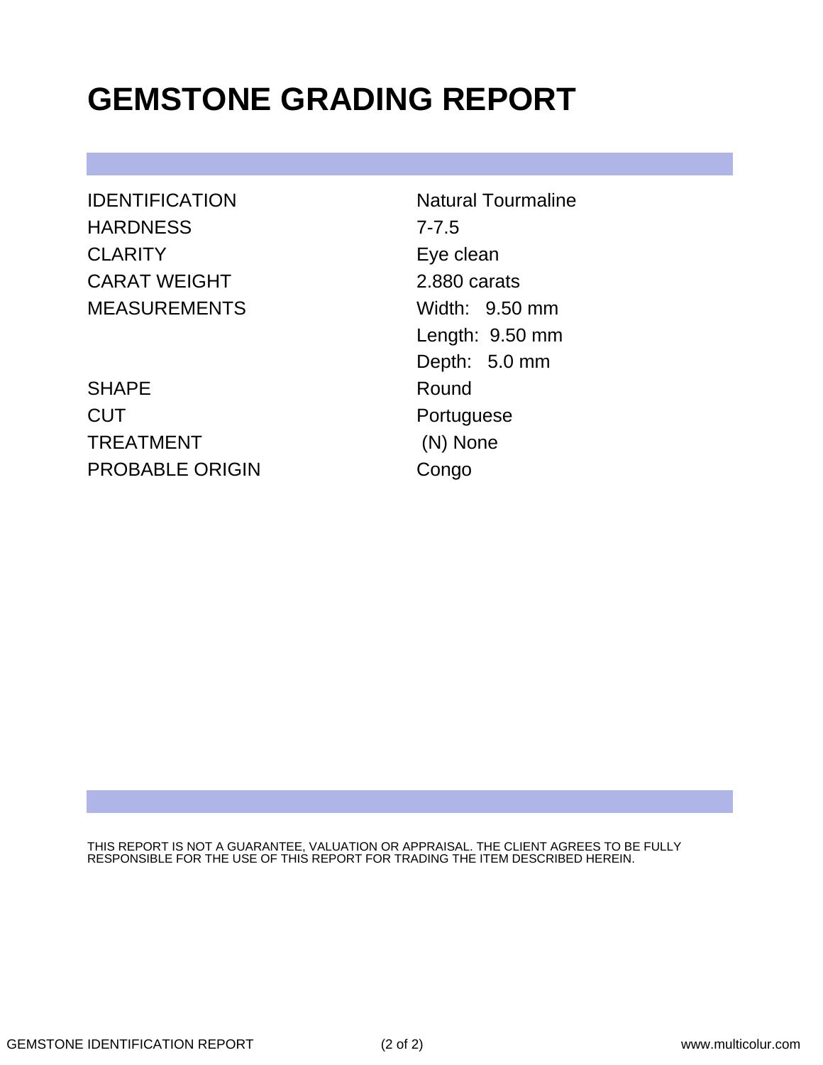# GEMSTONE GRADING REPORT

| | |
|---|---|
| IDENTIFICATION | Natural Tourmaline |
| HARDNESS | 7-7.5 |
| CLARITY | Eye clean |
| CARAT WEIGHT | 2.880 carats |
| MEASUREMENTS | Width: 9.50 mm |
| | Length: 9.50 mm |
| | Depth: 5.0 mm |
| SHAPE | Round |
| CUT | Portuguese |
| TREATMENT | (N) None |
| PROBABLE ORIGIN | Congo |

THIS REPORT IS NOT A GUARANTEE, VALUATION OR APPRAISAL. THE CLIENT AGREES TO BE FULLY RESPONSIBLE FOR THE USE OF THIS REPORT FOR TRADING THE ITEM DESCRIBED HEREIN.